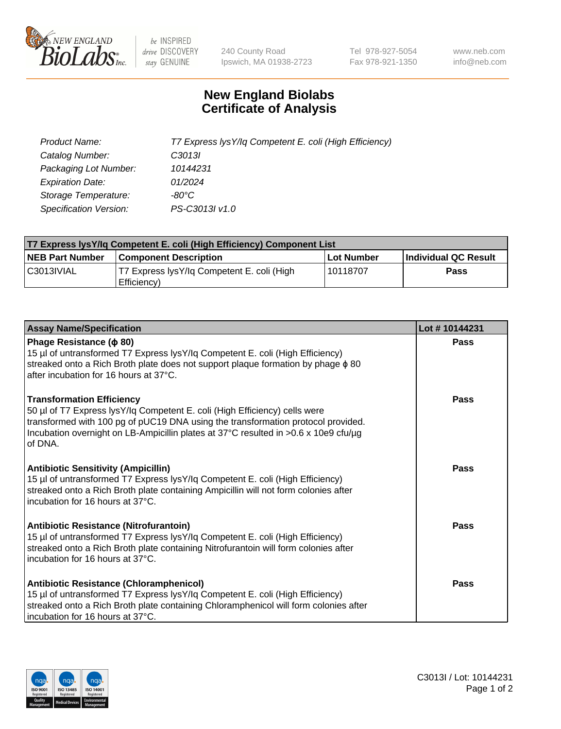New England BioLabs Inc. — be INSPIRED drive DISCOVERY stay GENUINE

240 County Road
Ipswich, MA 01938-2723

Tel 978-927-5054
Fax 978-921-1350

www.neb.com
info@neb.com

# New England Biolabs
# Certificate of Analysis

| | |
|---|---|
| *Product Name:* | *T7 Express lysY/Iq Competent E. coli (High Efficiency)* |
| *Catalog Number:* | *C3013I* |
| *Packaging Lot Number:* | *10144231* |
| *Expiration Date:* | *01/2024* |
| *Storage Temperature:* | *-80°C* |
| *Specification Version:* | *PS-C3013I v1.0* |

| T7 Express lysY/Iq Competent E. coli (High Efficiency) Component List | | | |
|---|---|---|---|
| **NEB Part Number** | **Component Description** | **Lot Number** | **Individual QC Result** |
| C3013IVIAL | T7 Express lysY/Iq Competent E. coli (High Efficiency) | 10118707 | **Pass** |

| Assay Name/Specification | Lot # 10144231 |
|---|---|
| **Phage Resistance (ϕ 80)**<br>15 µl of untransformed T7 Express lysY/Iq Competent E. coli (High Efficiency) streaked onto a Rich Broth plate does not support plaque formation by phage ϕ 80 after incubation for 16 hours at 37°C. | **Pass** |
| **Transformation Efficiency**<br>50 µl of T7 Express lysY/Iq Competent E. coli (High Efficiency) cells were transformed with 100 pg of pUC19 DNA using the transformation protocol provided. Incubation overnight on LB-Ampicillin plates at 37°C resulted in >0.6 x 10e9 cfu/µg of DNA. | **Pass** |
| **Antibiotic Sensitivity (Ampicillin)**<br>15 µl of untransformed T7 Express lysY/Iq Competent E. coli (High Efficiency) streaked onto a Rich Broth plate containing Ampicillin will not form colonies after incubation for 16 hours at 37°C. | **Pass** |
| **Antibiotic Resistance (Nitrofurantoin)**<br>15 µl of untransformed T7 Express lysY/Iq Competent E. coli (High Efficiency) streaked onto a Rich Broth plate containing Nitrofurantoin will form colonies after incubation for 16 hours at 37°C. | **Pass** |
| **Antibiotic Resistance (Chloramphenicol)**<br>15 µl of untransformed T7 Express lysY/Iq Competent E. coli (High Efficiency) streaked onto a Rich Broth plate containing Chloramphenicol will form colonies after incubation for 16 hours at 37°C. | **Pass** |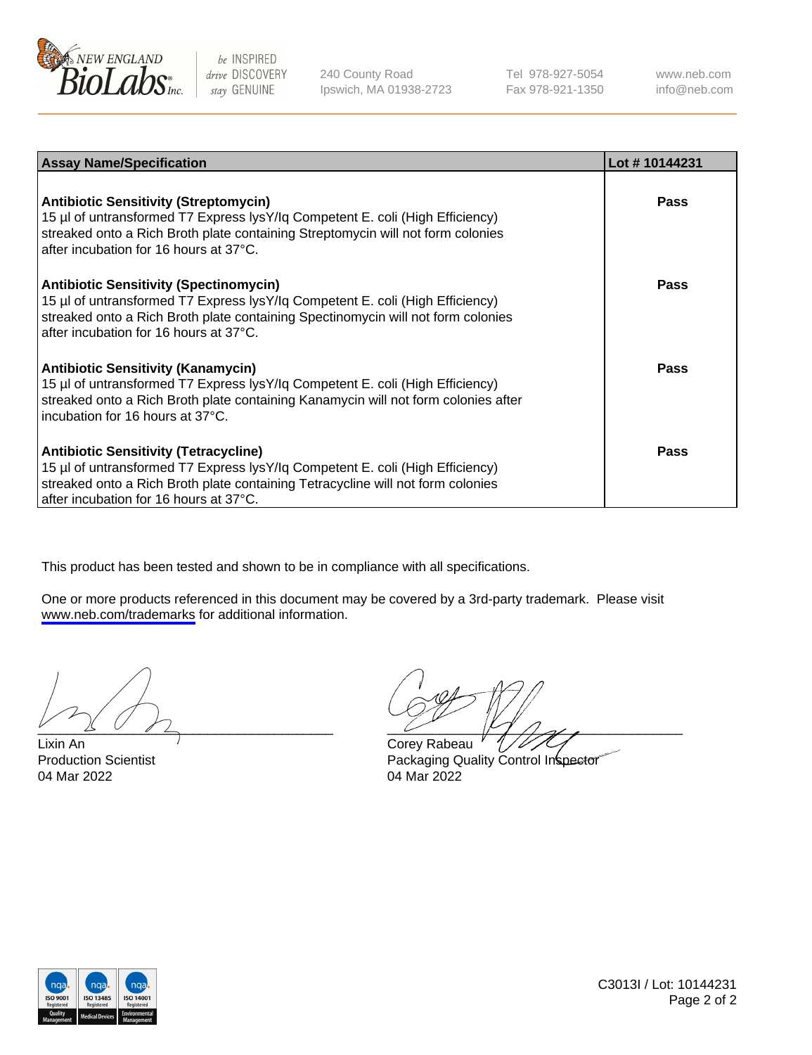| Assay Name/Specification | Lot # 10144231 |
|---|---|
| **Antibiotic Sensitivity (Streptomycin)**<br>15 µl of untransformed T7 Express lysY/Iq Competent E. coli (High Efficiency) streaked onto a Rich Broth plate containing Streptomycin will not form colonies after incubation for 16 hours at 37°C. | **Pass** |
| **Antibiotic Sensitivity (Spectinomycin)**<br>15 µl of untransformed T7 Express lysY/Iq Competent E. coli (High Efficiency) streaked onto a Rich Broth plate containing Spectinomycin will not form colonies after incubation for 16 hours at 37°C. | **Pass** |
| **Antibiotic Sensitivity (Kanamycin)**<br>15 µl of untransformed T7 Express lysY/Iq Competent E. coli (High Efficiency) streaked onto a Rich Broth plate containing Kanamycin will not form colonies after incubation for 16 hours at 37°C. | **Pass** |
| **Antibiotic Sensitivity (Tetracycline)**<br>15 µl of untransformed T7 Express lysY/Iq Competent E. coli (High Efficiency) streaked onto a Rich Broth plate containing Tetracycline will not form colonies after incubation for 16 hours at 37°C. | **Pass** |

This product has been tested and shown to be in compliance with all specifications.

One or more products referenced in this document may be covered by a 3rd-party trademark. Please visit www.neb.com/trademarks for additional information.

Lixin An
Production Scientist
04 Mar 2022

Corey Rabeau
Packaging Quality Control Inspector
04 Mar 2022

C3013I / Lot: 10144231